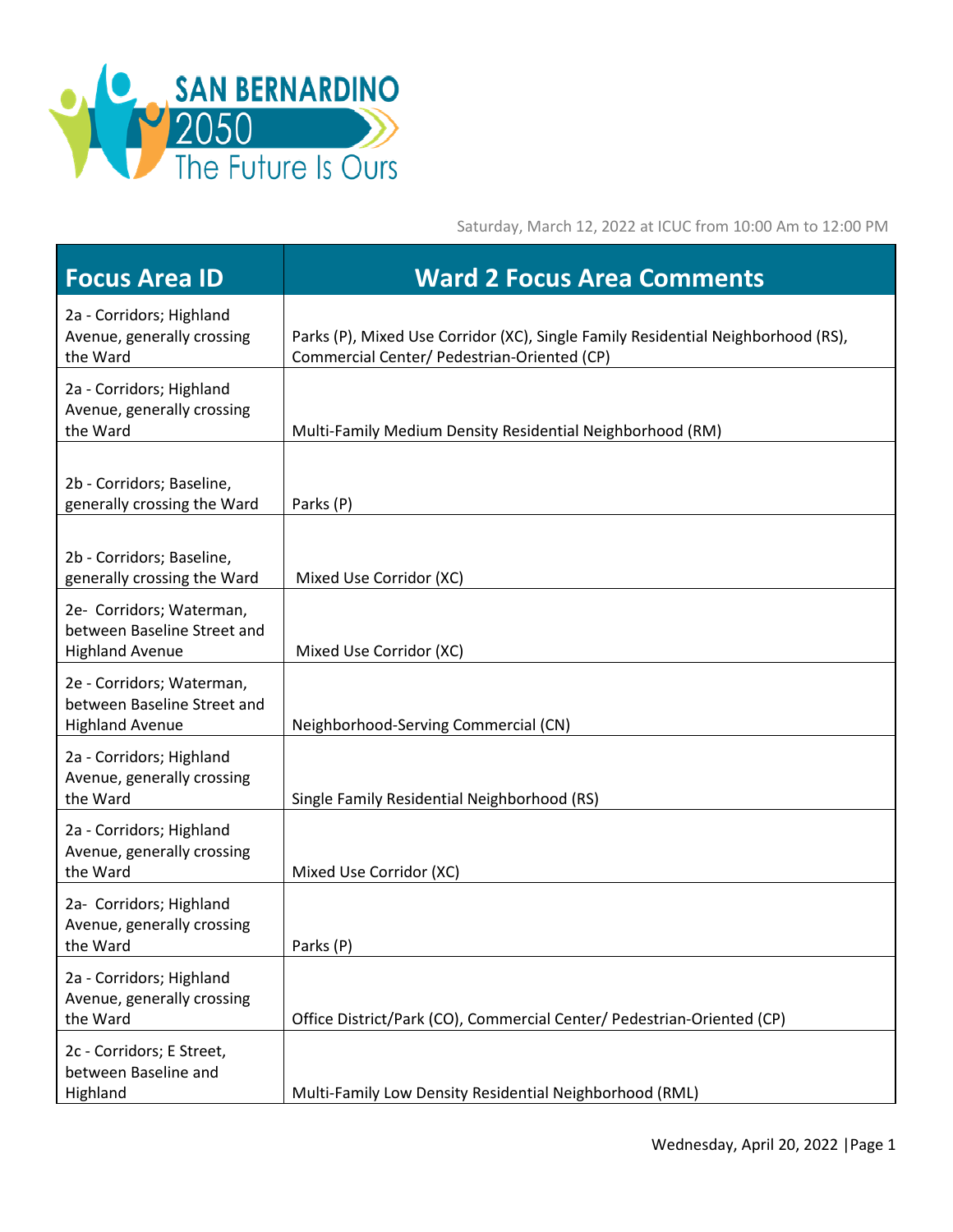SAN BERNARDINO 2050 The Future Is Ours

Saturday, March 12, 2022 at ICUC from 10:00 Am to 12:00 PM

| Focus Area ID | Ward 2 Focus Area Comments |
|---|---|
| 2a - Corridors; Highland Avenue, generally crossing the Ward | Parks (P), Mixed Use Corridor (XC), Single Family Residential Neighborhood (RS), Commercial Center/ Pedestrian-Oriented (CP) |
| 2a - Corridors; Highland Avenue, generally crossing the Ward | Multi-Family Medium Density Residential Neighborhood (RM) |
| 2b - Corridors; Baseline, generally crossing the Ward | Parks (P) |
| 2b - Corridors; Baseline, generally crossing the Ward | Mixed Use Corridor (XC) |
| 2e- Corridors; Waterman, between Baseline Street and Highland Avenue | Mixed Use Corridor (XC) |
| 2e - Corridors; Waterman, between Baseline Street and Highland Avenue | Neighborhood-Serving Commercial (CN) |
| 2a - Corridors; Highland Avenue, generally crossing the Ward | Single Family Residential Neighborhood (RS) |
| 2a - Corridors; Highland Avenue, generally crossing the Ward | Mixed Use Corridor (XC) |
| 2a- Corridors; Highland Avenue, generally crossing the Ward | Parks (P) |
| 2a - Corridors; Highland Avenue, generally crossing the Ward | Office District/Park (CO), Commercial Center/ Pedestrian-Oriented (CP) |
| 2c - Corridors; E Street, between Baseline and Highland | Multi-Family Low Density Residential Neighborhood (RML) |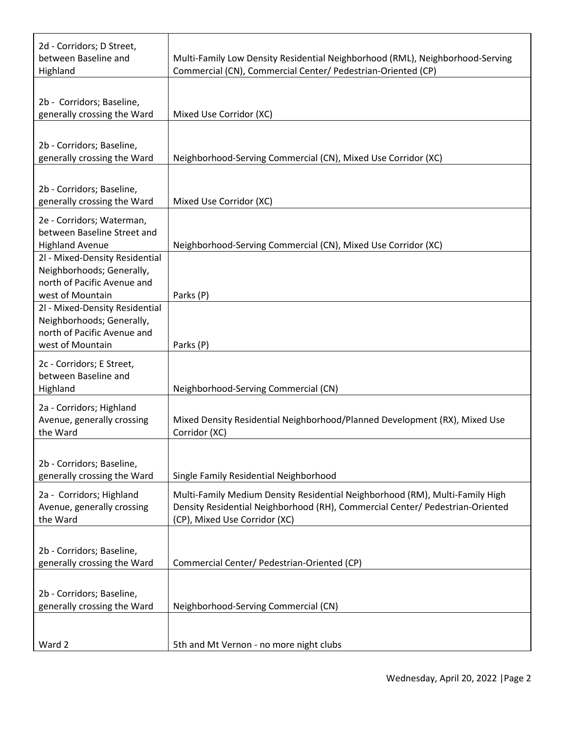| | |
|---|---|
| 2d - Corridors; D Street, between Baseline and Highland | Multi-Family Low Density Residential Neighborhood (RML), Neighborhood-Serving Commercial (CN), Commercial Center/ Pedestrian-Oriented (CP) |
| 2b - Corridors; Baseline, generally crossing the Ward | Mixed Use Corridor (XC) |
| 2b - Corridors; Baseline, generally crossing the Ward | Neighborhood-Serving Commercial (CN), Mixed Use Corridor (XC) |
| 2b - Corridors; Baseline, generally crossing the Ward | Mixed Use Corridor (XC) |
| 2e - Corridors; Waterman, between Baseline Street and Highland Avenue | Neighborhood-Serving Commercial (CN), Mixed Use Corridor (XC) |
| 2l - Mixed-Density Residential Neighborhoods; Generally, north of Pacific Avenue and west of Mountain | Parks (P) |
| 2l - Mixed-Density Residential Neighborhoods; Generally, north of Pacific Avenue and west of Mountain | Parks (P) |
| 2c - Corridors; E Street, between Baseline and Highland | Neighborhood-Serving Commercial (CN) |
| 2a - Corridors; Highland Avenue, generally crossing the Ward | Mixed Density Residential Neighborhood/Planned Development (RX), Mixed Use Corridor (XC) |
| 2b - Corridors; Baseline, generally crossing the Ward | Single Family Residential Neighborhood |
| 2a - Corridors; Highland Avenue, generally crossing the Ward | Multi-Family Medium Density Residential Neighborhood (RM), Multi-Family High Density Residential Neighborhood (RH), Commercial Center/ Pedestrian-Oriented (CP), Mixed Use Corridor (XC) |
| 2b - Corridors; Baseline, generally crossing the Ward | Commercial Center/ Pedestrian-Oriented (CP) |
| 2b - Corridors; Baseline, generally crossing the Ward | Neighborhood-Serving Commercial (CN) |
| Ward 2 | 5th and Mt Vernon - no more night clubs |

Wednesday, April 20, 2022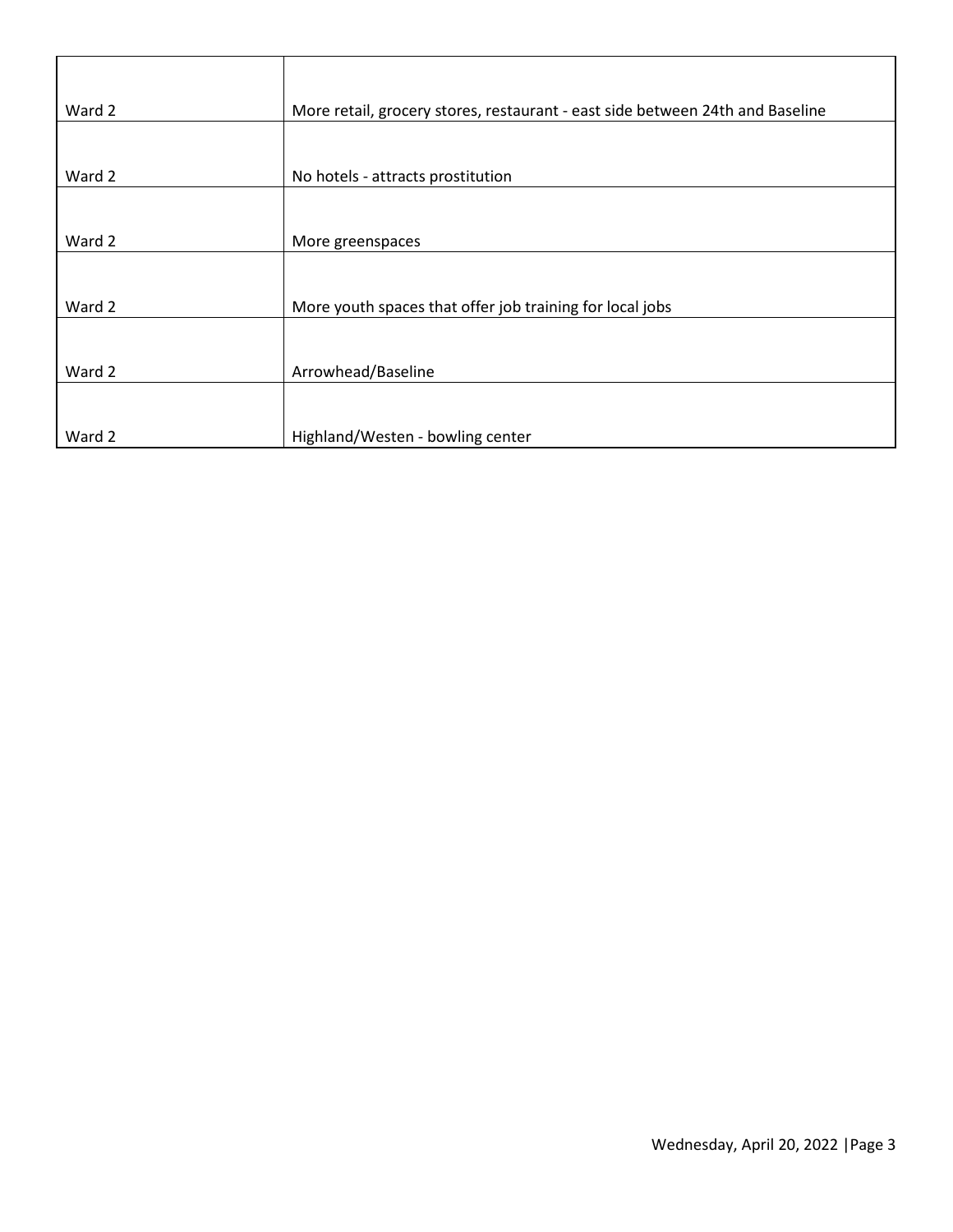| | |
|---|---|
| Ward 2 | More retail, grocery stores, restaurant - east side between 24th and Baseline |
| Ward 2 | No hotels - attracts prostitution |
| Ward 2 | More greenspaces |
| Ward 2 | More youth spaces that offer job training for local jobs |
| Ward 2 | Arrowhead/Baseline |
| Ward 2 | Highland/Westen - bowling center |